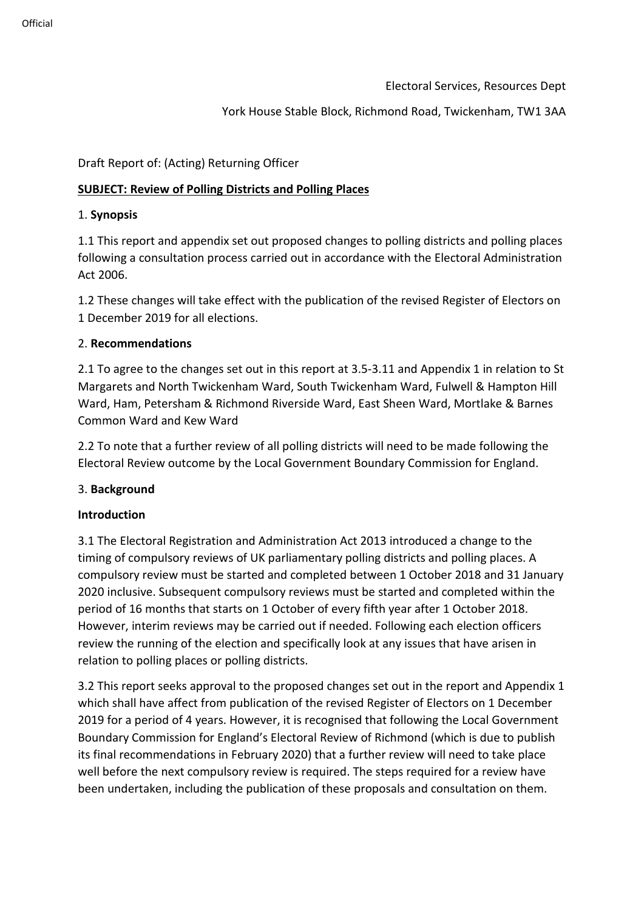Electoral Services, Resources Dept

York House Stable Block, Richmond Road, Twickenham, TW1 3AA

Draft Report of: (Acting) Returning Officer

**SUBJECT: Review of Polling Districts and Polling Places**

1. **Synopsis**

1.1 This report and appendix set out proposed changes to polling districts and polling places following a consultation process carried out in accordance with the Electoral Administration Act 2006.

1.2 These changes will take effect with the publication of the revised Register of Electors on 1 December 2019 for all elections.

2. **Recommendations**

2.1 To agree to the changes set out in this report at 3.5-3.11 and Appendix 1 in relation to St Margarets and North Twickenham Ward, South Twickenham Ward, Fulwell & Hampton Hill Ward, Ham, Petersham & Richmond Riverside Ward, East Sheen Ward, Mortlake & Barnes Common Ward and Kew Ward

2.2 To note that a further review of all polling districts will need to be made following the Electoral Review outcome by the Local Government Boundary Commission for England.

3. **Background**

**Introduction**

3.1 The Electoral Registration and Administration Act 2013 introduced a change to the timing of compulsory reviews of UK parliamentary polling districts and polling places. A compulsory review must be started and completed between 1 October 2018 and 31 January 2020 inclusive. Subsequent compulsory reviews must be started and completed within the period of 16 months that starts on 1 October of every fifth year after 1 October 2018. However, interim reviews may be carried out if needed. Following each election officers review the running of the election and specifically look at any issues that have arisen in relation to polling places or polling districts.

3.2 This report seeks approval to the proposed changes set out in the report and Appendix 1 which shall have affect from publication of the revised Register of Electors on 1 December 2019 for a period of 4 years. However, it is recognised that following the Local Government Boundary Commission for England's Electoral Review of Richmond (which is due to publish its final recommendations in February 2020) that a further review will need to take place well before the next compulsory review is required. The steps required for a review have been undertaken, including the publication of these proposals and consultation on them.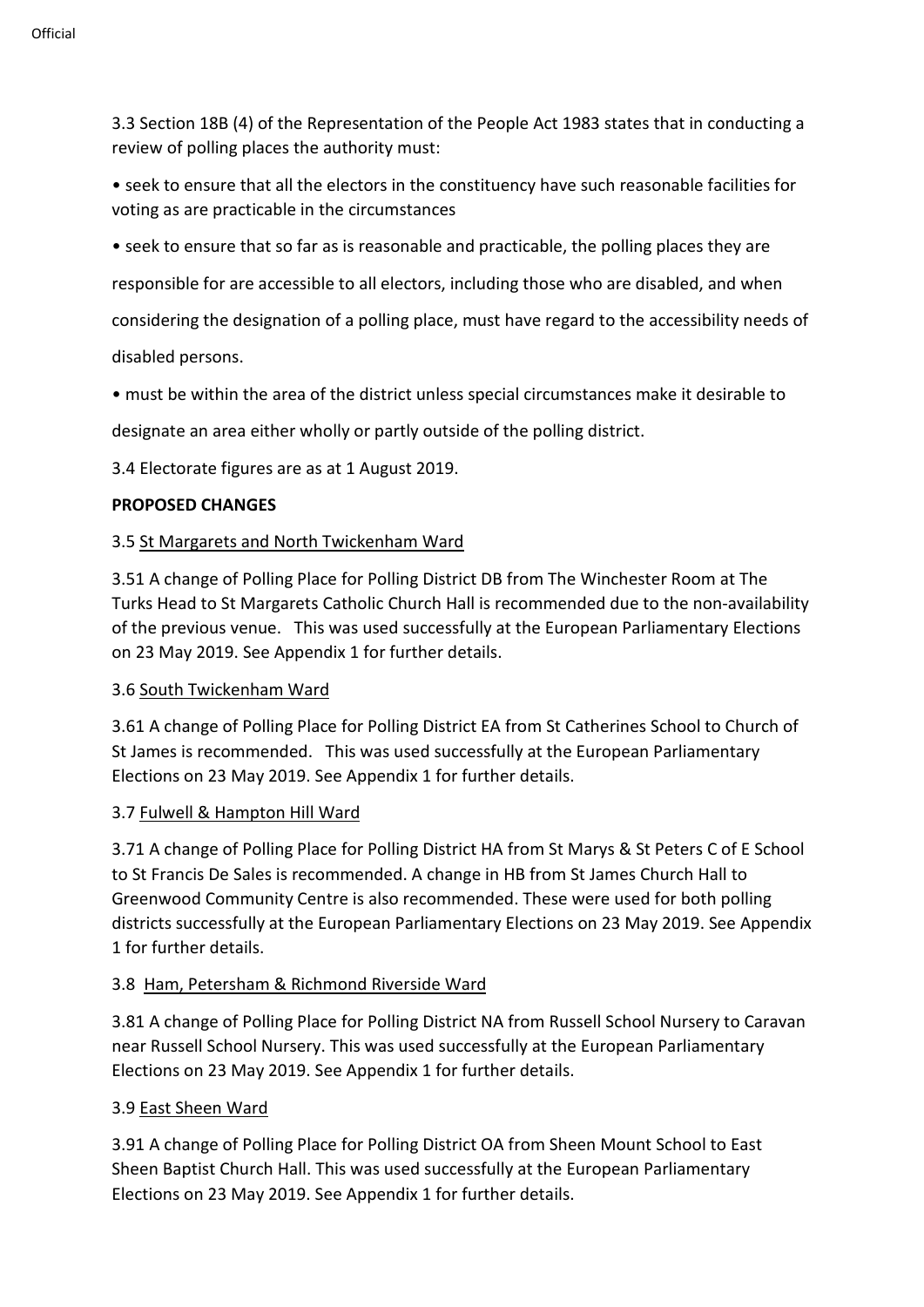3.3 Section 18B (4) of the Representation of the People Act 1983 states that in conducting a review of polling places the authority must:

• seek to ensure that all the electors in the constituency have such reasonable facilities for voting as are practicable in the circumstances

• seek to ensure that so far as is reasonable and practicable, the polling places they are responsible for are accessible to all electors, including those who are disabled, and when considering the designation of a polling place, must have regard to the accessibility needs of disabled persons.

• must be within the area of the district unless special circumstances make it desirable to designate an area either wholly or partly outside of the polling district.

3.4 Electorate figures are as at 1 August 2019.

**PROPOSED CHANGES**

3.5 <u>St Margarets and North Twickenham Ward</u>

3.51 A change of Polling Place for Polling District DB from The Winchester Room at The Turks Head to St Margarets Catholic Church Hall is recommended due to the non-availability of the previous venue. This was used successfully at the European Parliamentary Elections on 23 May 2019. See Appendix 1 for further details.

3.6 <u>South Twickenham Ward</u>

3.61 A change of Polling Place for Polling District EA from St Catherines School to Church of St James is recommended. This was used successfully at the European Parliamentary Elections on 23 May 2019. See Appendix 1 for further details.

3.7 <u>Fulwell & Hampton Hill Ward</u>

3.71 A change of Polling Place for Polling District HA from St Marys & St Peters C of E School to St Francis De Sales is recommended. A change in HB from St James Church Hall to Greenwood Community Centre is also recommended. These were used for both polling districts successfully at the European Parliamentary Elections on 23 May 2019. See Appendix 1 for further details.

3.8 <u>Ham, Petersham & Richmond Riverside Ward</u>

3.81 A change of Polling Place for Polling District NA from Russell School Nursery to Caravan near Russell School Nursery. This was used successfully at the European Parliamentary Elections on 23 May 2019. See Appendix 1 for further details.

3.9 <u>East Sheen Ward</u>

3.91 A change of Polling Place for Polling District OA from Sheen Mount School to East Sheen Baptist Church Hall. This was used successfully at the European Parliamentary Elections on 23 May 2019. See Appendix 1 for further details.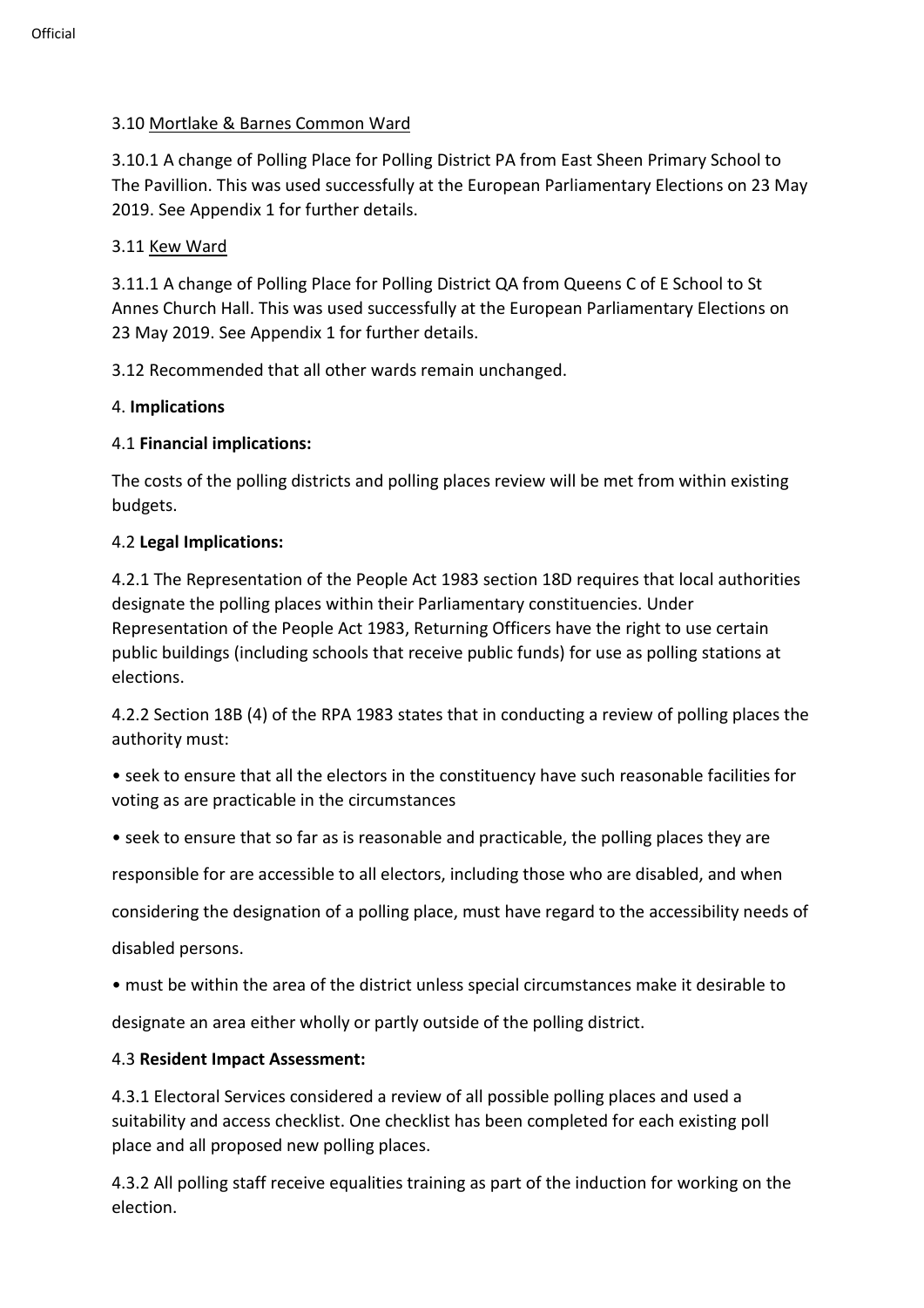3.10 Mortlake & Barnes Common Ward

3.10.1 A change of Polling Place for Polling District PA from East Sheen Primary School to The Pavillion. This was used successfully at the European Parliamentary Elections on 23 May 2019. See Appendix 1 for further details.

3.11 Kew Ward

3.11.1 A change of Polling Place for Polling District QA from Queens C of E School to St Annes Church Hall. This was used successfully at the European Parliamentary Elections on 23 May 2019. See Appendix 1 for further details.

3.12 Recommended that all other wards remain unchanged.

4. **Implications**

4.1 **Financial implications:**

The costs of the polling districts and polling places review will be met from within existing budgets.

4.2 **Legal Implications:**

4.2.1 The Representation of the People Act 1983 section 18D requires that local authorities designate the polling places within their Parliamentary constituencies. Under Representation of the People Act 1983, Returning Officers have the right to use certain public buildings (including schools that receive public funds) for use as polling stations at elections.

4.2.2 Section 18B (4) of the RPA 1983 states that in conducting a review of polling places the authority must:

- seek to ensure that all the electors in the constituency have such reasonable facilities for voting as are practicable in the circumstances
- seek to ensure that so far as is reasonable and practicable, the polling places they are responsible for are accessible to all electors, including those who are disabled, and when considering the designation of a polling place, must have regard to the accessibility needs of disabled persons.
- must be within the area of the district unless special circumstances make it desirable to designate an area either wholly or partly outside of the polling district.

4.3 **Resident Impact Assessment:**

4.3.1 Electoral Services considered a review of all possible polling places and used a suitability and access checklist. One checklist has been completed for each existing poll place and all proposed new polling places.

4.3.2 All polling staff receive equalities training as part of the induction for working on the election.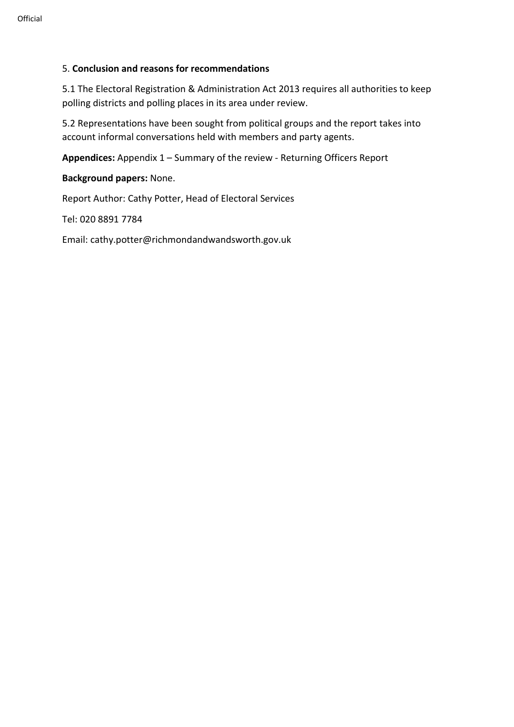## 5. **Conclusion and reasons for recommendations**

5.1 The Electoral Registration & Administration Act 2013 requires all authorities to keep polling districts and polling places in its area under review.

5.2 Representations have been sought from political groups and the report takes into account informal conversations held with members and party agents.

**Appendices:** Appendix 1 – Summary of the review - Returning Officers Report

**Background papers:** None.

Report Author: Cathy Potter, Head of Electoral Services

Tel: 020 8891 7784

Email: cathy.potter@richmondandwandsworth.gov.uk